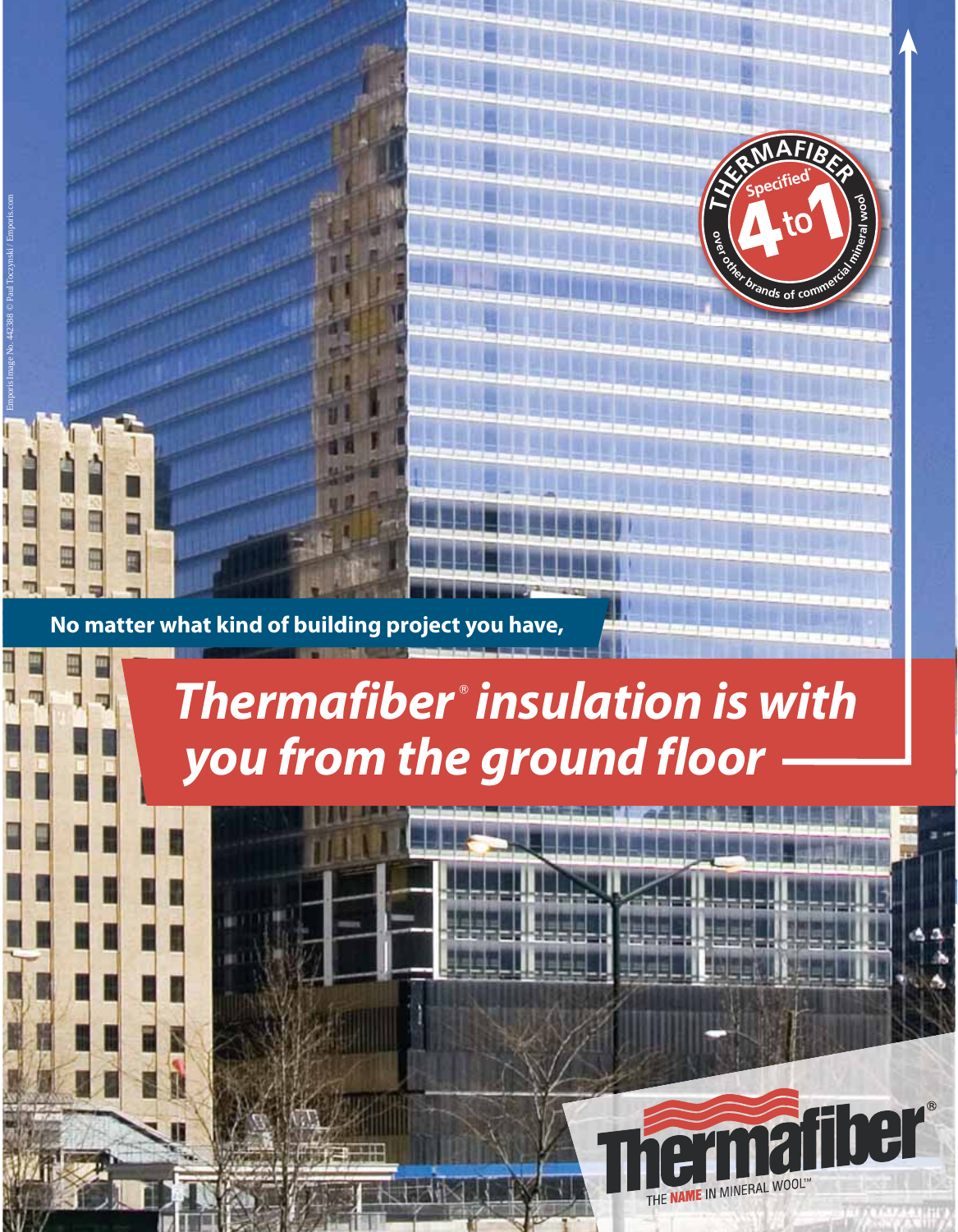Emporis Image No. 442388 © Paul Toczynski / Emporis.com

THERMAFIBER Specified 4 to 1 over other brands of commercial mineral wool

**No matter what kind of building project you have,**

# *Thermafiber® insulation is with you from the ground floor*

Thermafiber® THE NAME IN MINERAL WOOL™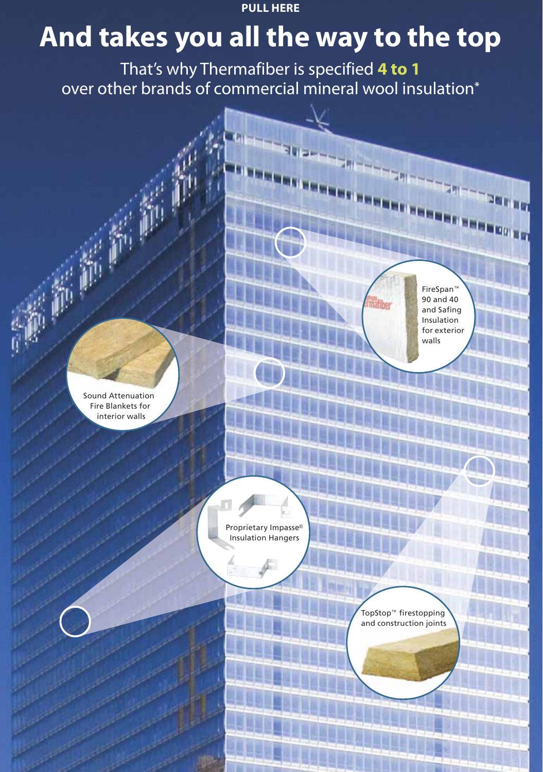PULL HERE

# And takes you all the way to the top

That's why Thermafiber is specified **4 to 1** over other brands of commercial mineral wool insulation*

FireSpan™ 90 and 40 and Safing Insulation for exterior walls

Sound Attenuation Fire Blankets for interior walls

Proprietary Impasse® Insulation Hangers

TopStop™ firestopping and construction joints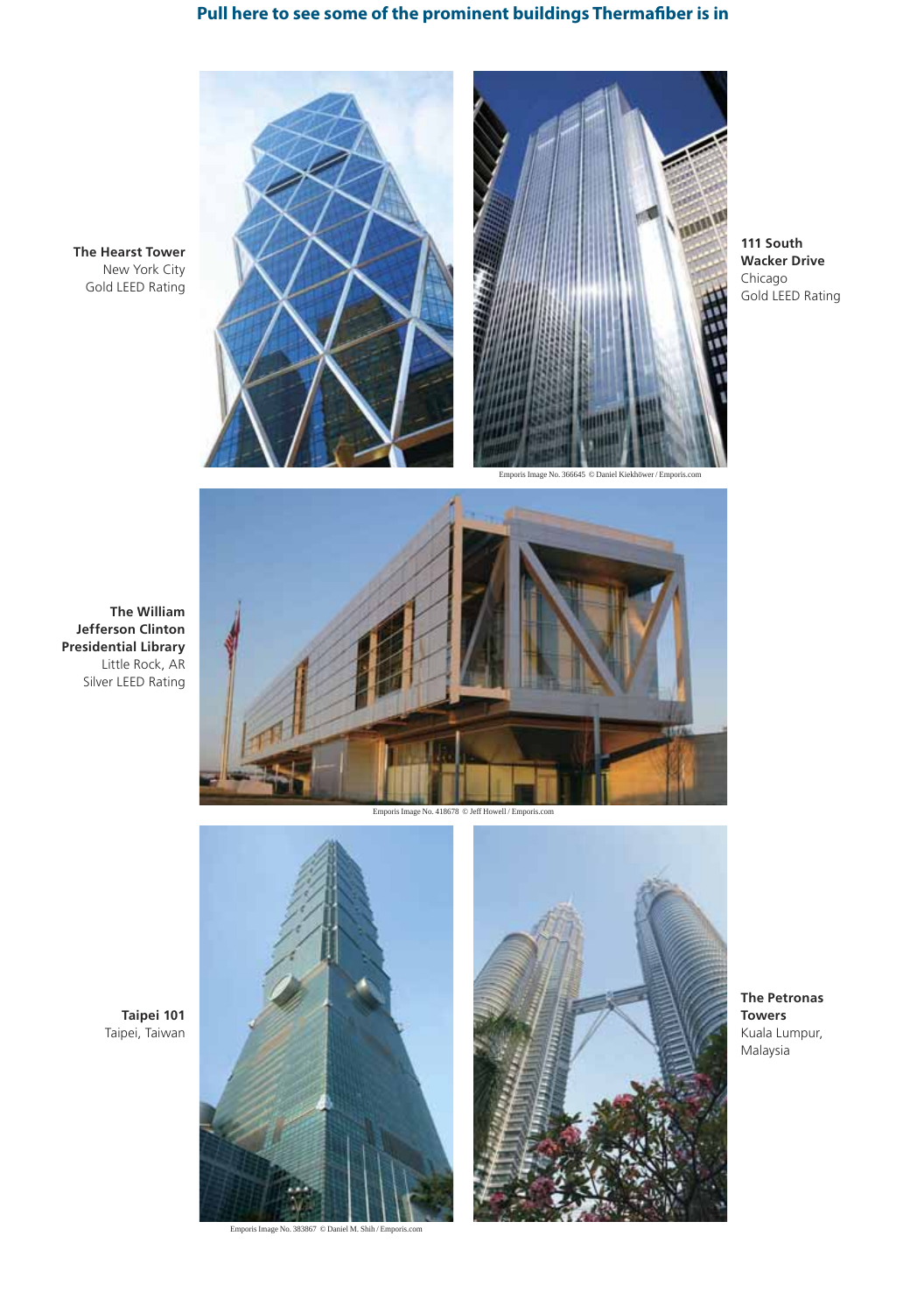## Pull here to see some of the prominent buildings Thermafiber is in

**The Hearst Tower**
New York City
Gold LEED Rating

**111 South Wacker Drive**
Chicago
Gold LEED Rating

Emporis Image No. 366645 © Daniel Kiekhöwer / Emporis.com

**The William Jefferson Clinton Presidential Library**
Little Rock, AR
Silver LEED Rating

Emporis Image No. 418678 © Jeff Howell / Emporis.com

**Taipei 101**
Taipei, Taiwan

Emporis Image No. 383867 © Daniel M. Shih / Emporis.com

**The Petronas Towers**
Kuala Lumpur, Malaysia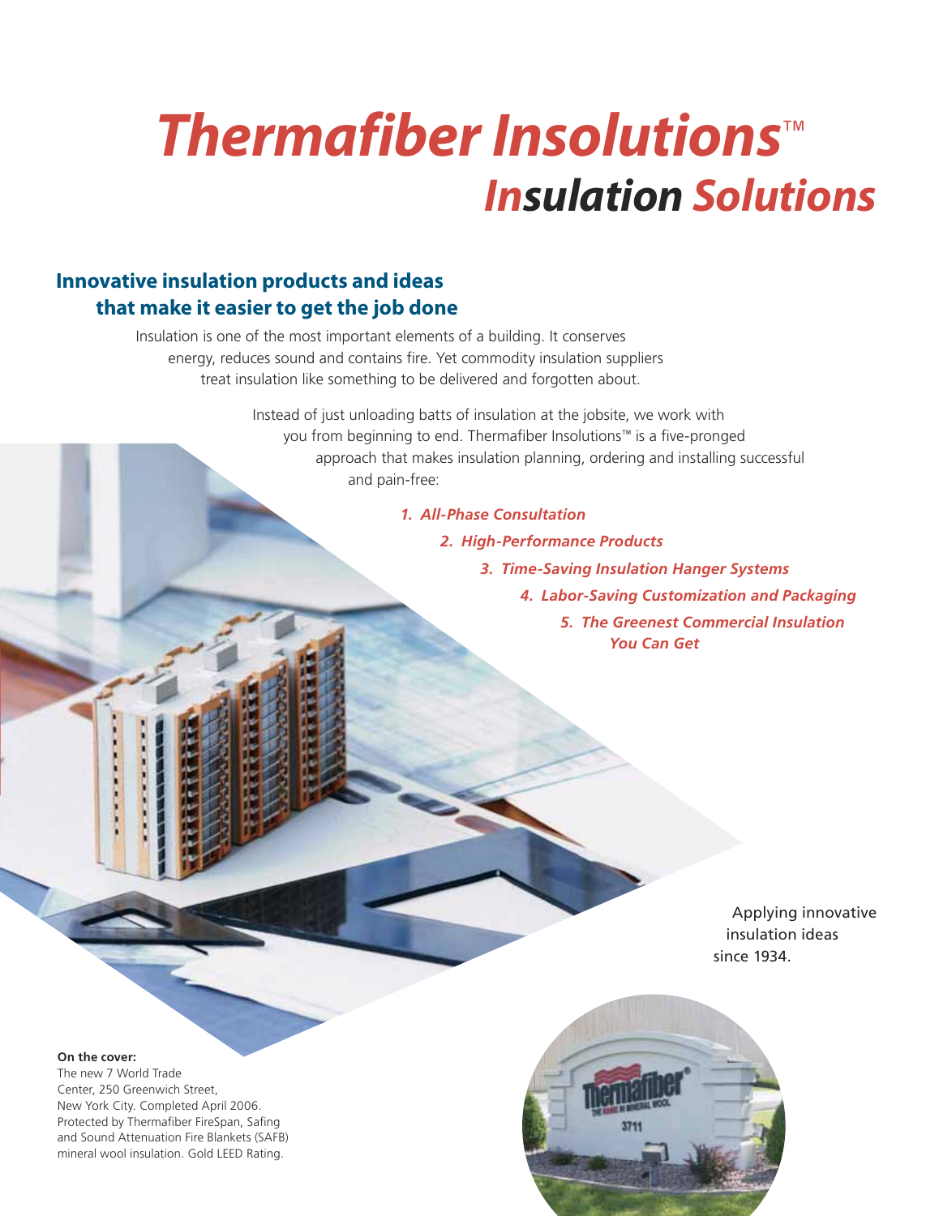# *Thermafiber Insolutions*™
## *Insulation Solutions*

### Innovative insulation products and ideas that make it easier to get the job done

Insulation is one of the most important elements of a building. It conserves energy, reduces sound and contains fire. Yet commodity insulation suppliers treat insulation like something to be delivered and forgotten about.

Instead of just unloading batts of insulation at the jobsite, we work with you from beginning to end. Thermafiber Insolutions™ is a five-pronged approach that makes insulation planning, ordering and installing successful and pain-free:

1. ***All-Phase Consultation***
2. ***High-Performance Products***
3. ***Time-Saving Insulation Hanger Systems***
4. ***Labor-Saving Customization and Packaging***
5. ***The Greenest Commercial Insulation You Can Get***

Applying innovative insulation ideas since 1934.

**On the cover:**
The new 7 World Trade Center, 250 Greenwich Street, New York City. Completed April 2006. Protected by Thermafiber FireSpan, Safing and Sound Attenuation Fire Blankets (SAFB) mineral wool insulation. Gold LEED Rating.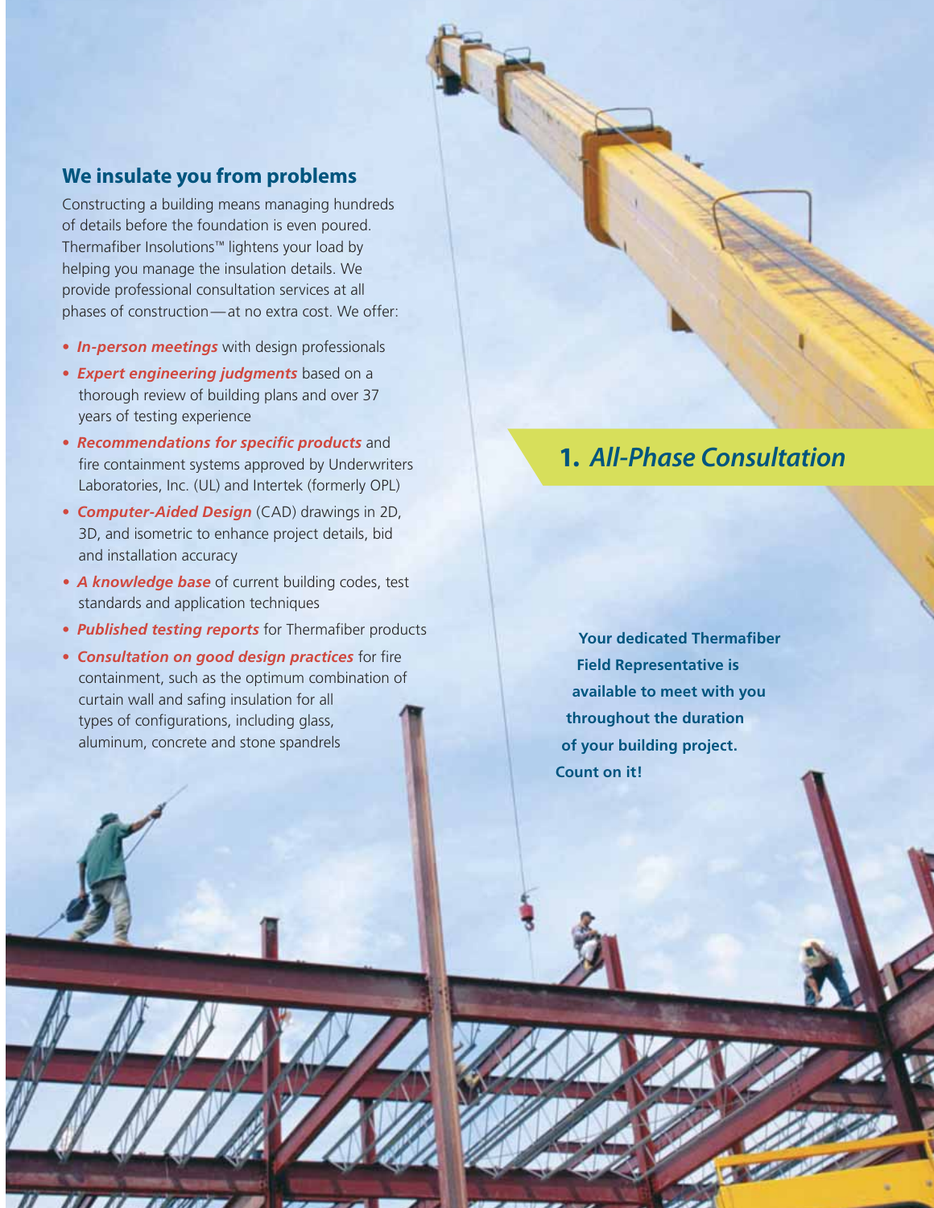## We insulate you from problems

Constructing a building means managing hundreds of details before the foundation is even poured. Thermafiber Insolutions™ lightens your load by helping you manage the insulation details. We provide professional consultation services at all phases of construction — at no extra cost. We offer:

- ***In-person meetings*** with design professionals
- ***Expert engineering judgments*** based on a thorough review of building plans and over 37 years of testing experience
- ***Recommendations for specific products*** and fire containment systems approved by Underwriters Laboratories, Inc. (UL) and Intertek (formerly OPL)
- ***Computer-Aided Design*** (CAD) drawings in 2D, 3D, and isometric to enhance project details, bid and installation accuracy
- ***A knowledge base*** of current building codes, test standards and application techniques
- ***Published testing reports*** for Thermafiber products
- ***Consultation on good design practices*** for fire containment, such as the optimum combination of curtain wall and safing insulation for all types of configurations, including glass, aluminum, concrete and stone spandrels

## 1. *All-Phase Consultation*

**Your dedicated Thermafiber Field Representative is available to meet with you throughout the duration of your building project. Count on it!**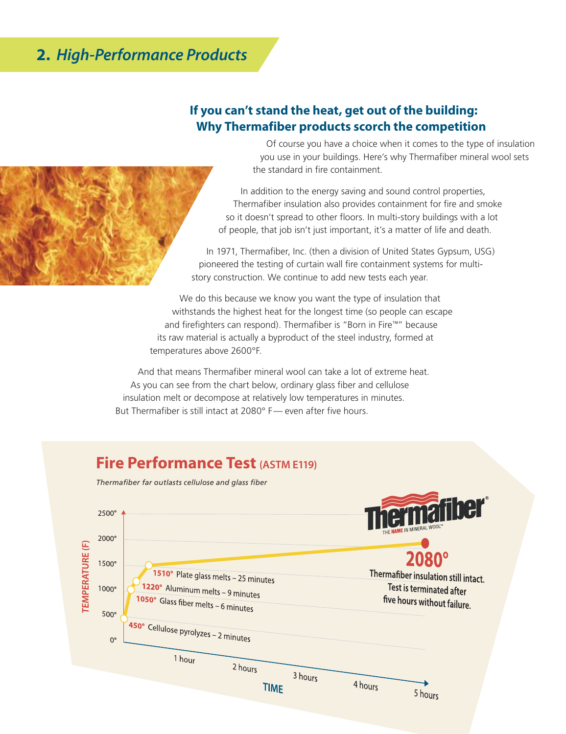## 2. *High-Performance Products*

### If you can't stand the heat, get out of the building: Why Thermafiber products scorch the competition

Of course you have a choice when it comes to the type of insulation you use in your buildings. Here's why Thermafiber mineral wool sets the standard in fire containment.

In addition to the energy saving and sound control properties, Thermafiber insulation also provides containment for fire and smoke so it doesn't spread to other floors. In multi-story buildings with a lot of people, that job isn't just important, it's a matter of life and death.

In 1971, Thermafiber, Inc. (then a division of United States Gypsum, USG) pioneered the testing of curtain wall fire containment systems for multi-story construction. We continue to add new tests each year.

We do this because we know you want the type of insulation that withstands the highest heat for the longest time (so people can escape and firefighters can respond). Thermafiber is "Born in Fire™" because its raw material is actually a byproduct of the steel industry, formed at temperatures above 2600°F.

And that means Thermafiber mineral wool can take a lot of extreme heat. As you can see from the chart below, ordinary glass fiber and cellulose insulation melt or decompose at relatively low temperatures in minutes. But Thermafiber is still intact at 2080° F — even after five hours.

### Fire Performance Test (ASTM E119)

*Thermafiber far outlasts cellulose and glass fiber*

TEMPERATURE (F): 0°, 500°, 1000°, 1500°, 2000°, 2500°

TIME: 1 hour, 2 hours, 3 hours, 4 hours, 5 hours

- **450°** Cellulose pyrolyzes – 2 minutes
- **1050°** Glass fiber melts – 6 minutes
- **1220°** Aluminum melts – 9 minutes
- **1510°** Plate glass melts – 25 minutes

Thermafiber® THE NAME IN MINERAL WOOL™

**2080°**

Thermafiber insulation still intact. Test is terminated after five hours without failure.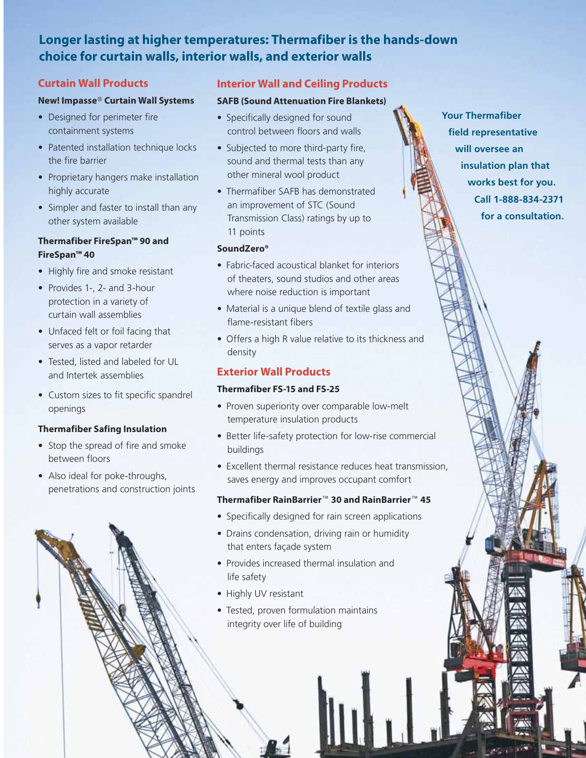## Longer lasting at higher temperatures: Thermafiber is the hands-down choice for curtain walls, interior walls, and exterior walls

### Curtain Wall Products

**New! Impasse® Curtain Wall Systems**

- Designed for perimeter fire containment systems
- Patented installation technique locks the fire barrier
- Proprietary hangers make installation highly accurate
- Simpler and faster to install than any other system available

**Thermafiber FireSpan™ 90 and FireSpan™ 40**

- Highly fire and smoke resistant
- Provides 1-, 2- and 3-hour protection in a variety of curtain wall assemblies
- Unfaced felt or foil facing that serves as a vapor retarder
- Tested, listed and labeled for UL and Intertek assemblies
- Custom sizes to fit specific spandrel openings

**Thermafiber Safing Insulation**

- Stop the spread of fire and smoke between floors
- Also ideal for poke-throughs, penetrations and construction joints

### Interior Wall and Ceiling Products

**SAFB (Sound Attenuation Fire Blankets)**

- Specifically designed for sound control between floors and walls
- Subjected to more third-party fire, sound and thermal tests than any other mineral wool product
- Thermafiber SAFB has demonstrated an improvement of STC (Sound Transmission Class) ratings by up to 11 points

**SoundZero®**

- Fabric-faced acoustical blanket for interiors of theaters, sound studios and other areas where noise reduction is important
- Material is a unique blend of textile glass and flame-resistant fibers
- Offers a high R value relative to its thickness and density

### Exterior Wall Products

**Thermafiber FS-15 and FS-25**

- Proven superiority over comparable low-melt temperature insulation products
- Better life-safety protection for low-rise commercial buildings
- Excellent thermal resistance reduces heat transmission, saves energy and improves occupant comfort

**Thermafiber RainBarrier™ 30 and RainBarrier™ 45**

- Specifically designed for rain screen applications
- Drains condensation, driving rain or humidity that enters façade system
- Provides increased thermal insulation and life safety
- Highly UV resistant
- Tested, proven formulation maintains integrity over life of building

**Your Thermafiber field representative will oversee an insulation plan that works best for you. Call 1-888-834-2371 for a consultation.**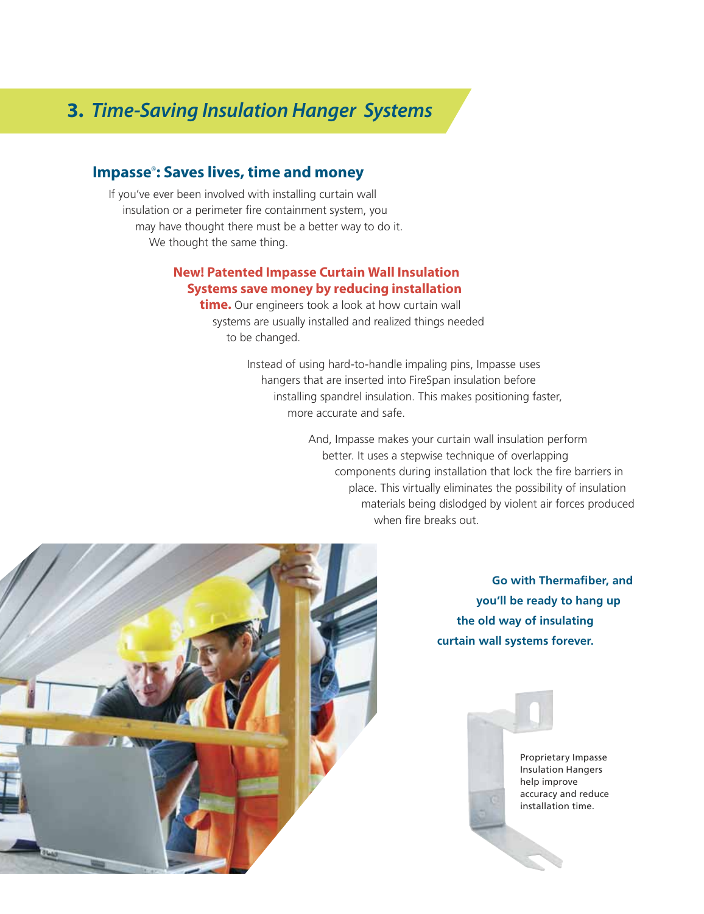# 3. *Time-Saving Insulation Hanger Systems*

## Impasse®: Saves lives, time and money

If you've ever been involved with installing curtain wall insulation or a perimeter fire containment system, you may have thought there must be a better way to do it. We thought the same thing.

**New! Patented Impasse Curtain Wall Insulation Systems save money by reducing installation time.** Our engineers took a look at how curtain wall systems are usually installed and realized things needed to be changed.

Instead of using hard-to-handle impaling pins, Impasse uses hangers that are inserted into FireSpan insulation before installing spandrel insulation. This makes positioning faster, more accurate and safe.

And, Impasse makes your curtain wall insulation perform better. It uses a stepwise technique of overlapping components during installation that lock the fire barriers in place. This virtually eliminates the possibility of insulation materials being dislodged by violent air forces produced when fire breaks out.

**Go with Thermafiber, and you'll be ready to hang up the old way of insulating curtain wall systems forever.**

Proprietary Impasse Insulation Hangers help improve accuracy and reduce installation time.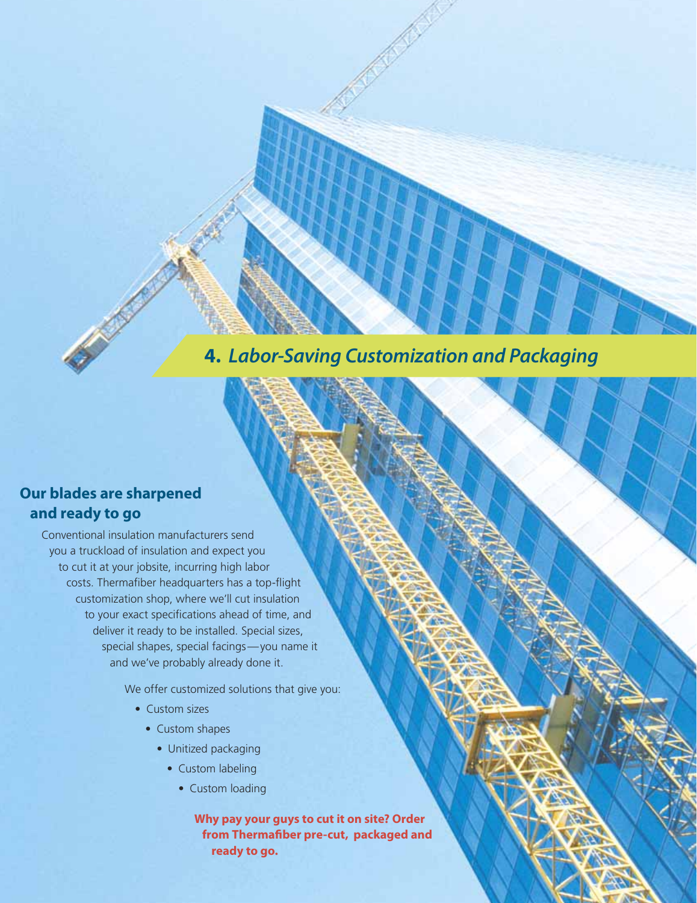## 4. *Labor-Saving Customization and Packaging*

### Our blades are sharpened and ready to go

Conventional insulation manufacturers send you a truckload of insulation and expect you to cut it at your jobsite, incurring high labor costs. Thermafiber headquarters has a top-flight customization shop, where we'll cut insulation to your exact specifications ahead of time, and deliver it ready to be installed. Special sizes, special shapes, special facings—you name it and we've probably already done it.

We offer customized solutions that give you:

- Custom sizes
- Custom shapes
- Unitized packaging
- Custom labeling
- Custom loading

**Why pay your guys to cut it on site? Order from Thermafiber pre-cut, packaged and ready to go.**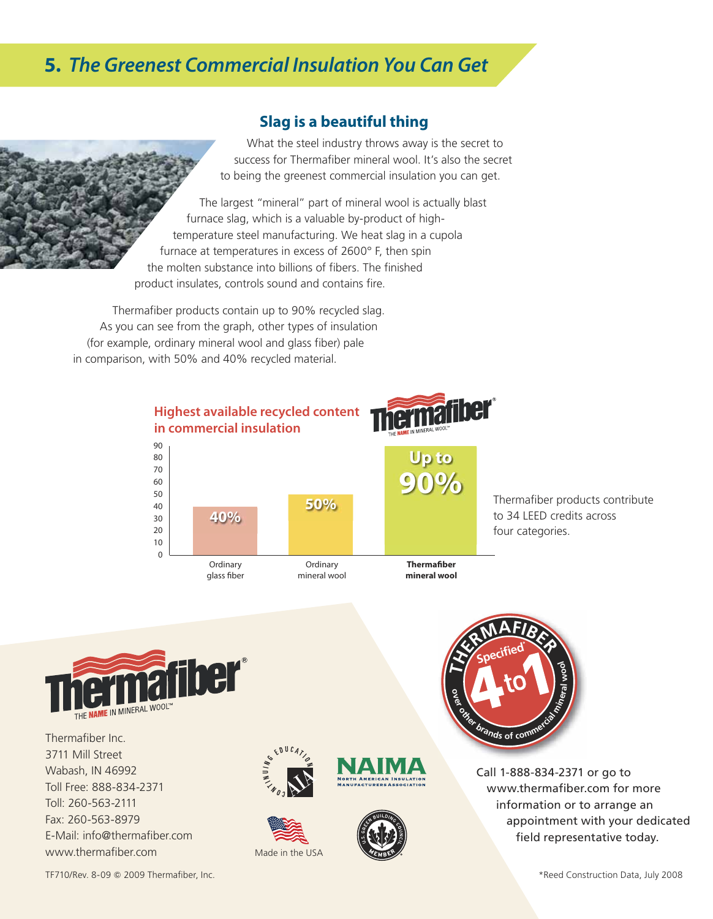# 5. *The Greenest Commercial Insulation You Can Get*

## Slag is a beautiful thing

What the steel industry throws away is the secret to success for Thermafiber mineral wool. It's also the secret to being the greenest commercial insulation you can get.

The largest "mineral" part of mineral wool is actually blast furnace slag, which is a valuable by-product of high-temperature steel manufacturing. We heat slag in a cupola furnace at temperatures in excess of 2600° F, then spin the molten substance into billions of fibers. The finished product insulates, controls sound and contains fire.

Thermafiber products contain up to 90% recycled slag. As you can see from the graph, other types of insulation (for example, ordinary mineral wool and glass fiber) pale in comparison, with 50% and 40% recycled material.

**Highest available recycled content in commercial insulation**

Thermafiber® THE NAME IN MINERAL WOOL™

90
80
70
60
50
40
30
20
10
0

40%
50%
Up to 90%

Ordinary glass fiber
Ordinary mineral wool
**Thermafiber mineral wool**

Thermafiber products contribute to 34 LEED credits across four categories.

Thermafiber® THE NAME IN MINERAL WOOL™

Thermafiber Inc.
3711 Mill Street
Wabash, IN 46992
Toll Free: 888-834-2371
Toll: 260-563-2111
Fax: 260-563-8979
E-Mail: info@thermafiber.com
www.thermafiber.com

CONTINUING EDUCATION AIA

NAIMA NORTH AMERICAN INSULATION MANUFACTURERS ASSOCIATION

Made in the USA

U.S. GREEN BUILDING COUNCIL MEMBER

THERMAFIBER Specified* 4 to 1 over other brands of commercial mineral wool

Call 1-888-834-2371 or go to www.thermafiber.com for more information or to arrange an appointment with your dedicated field representative today.

TF710/Rev. 8-09 © 2009 Thermafiber, Inc.

*Reed Construction Data, July 2008